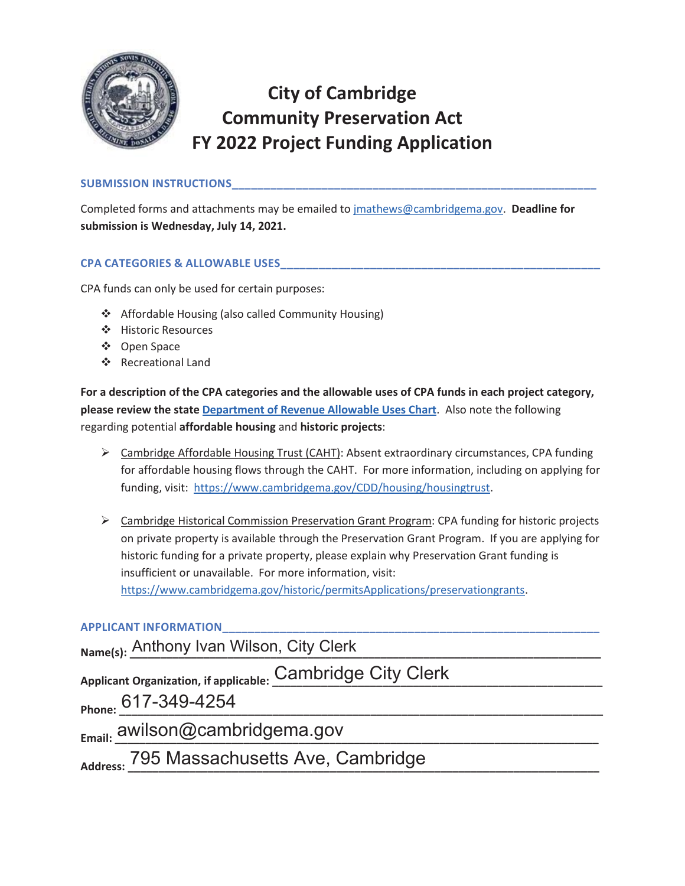# City of Cambridge
# Community Preservation Act
# FY 2022 Project Funding Application

## SUBMISSION INSTRUCTIONS

Completed forms and attachments may be emailed to [jmathews@cambridgema.gov](mailto:jmathews@cambridgema.gov). **Deadline for submission is Wednesday, July 14, 2021.**

## CPA CATEGORIES & ALLOWABLE USES

CPA funds can only be used for certain purposes:

- Affordable Housing (also called Community Housing)
- Historic Resources
- Open Space
- Recreational Land

**For a description of the CPA categories and the allowable uses of CPA funds in each project category, please review the state [Department of Revenue Allowable Uses Chart](#).** Also note the following regarding potential **affordable housing** and **historic projects**:

- Cambridge Affordable Housing Trust (CAHT): Absent extraordinary circumstances, CPA funding for affordable housing flows through the CAHT. For more information, including on applying for funding, visit: https://www.cambridgema.gov/CDD/housing/housingtrust.

- Cambridge Historical Commission Preservation Grant Program: CPA funding for historic projects on private property is available through the Preservation Grant Program. If you are applying for historic funding for a private property, please explain why Preservation Grant funding is insufficient or unavailable. For more information, visit: https://www.cambridgema.gov/historic/permitsApplications/preservationgrants.

## APPLICANT INFORMATION

**Name(s):** Anthony Ivan Wilson, City Clerk

**Applicant Organization, if applicable:** Cambridge City Clerk

**Phone:** 617-349-4254

**Email:** awilson@cambridgema.gov

**Address:** 795 Massachusetts Ave, Cambridge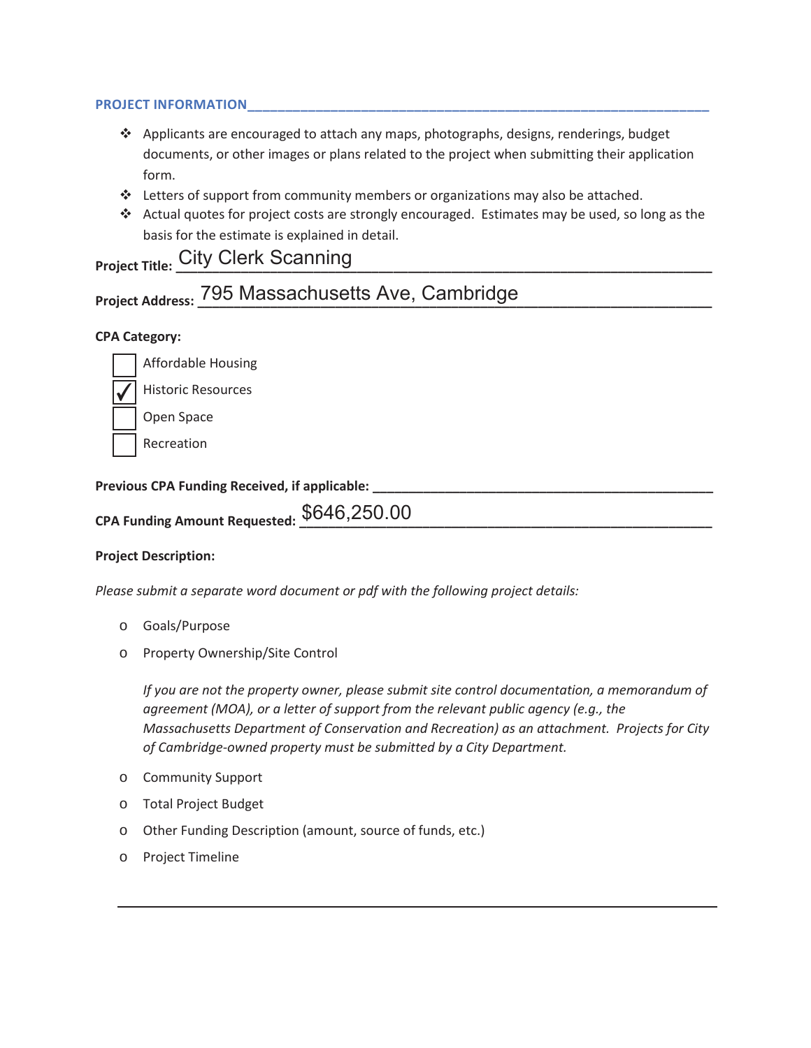## PROJECT INFORMATION

- Applicants are encouraged to attach any maps, photographs, designs, renderings, budget documents, or other images or plans related to the project when submitting their application form.
- Letters of support from community members or organizations may also be attached.
- Actual quotes for project costs are strongly encouraged. Estimates may be used, so long as the basis for the estimate is explained in detail.

**Project Title:** City Clerk Scanning

**Project Address:** 795 Massachusetts Ave, Cambridge

**CPA Category:**

- [ ] Affordable Housing
- [x] Historic Resources
- [ ] Open Space
- [ ] Recreation

**Previous CPA Funding Received, if applicable:** ____________________

**CPA Funding Amount Requested:** $646,250.00

**Project Description:**

*Please submit a separate word document or pdf with the following project details:*

- Goals/Purpose
- Property Ownership/Site Control

  *If you are not the property owner, please submit site control documentation, a memorandum of agreement (MOA), or a letter of support from the relevant public agency (e.g., the Massachusetts Department of Conservation and Recreation) as an attachment. Projects for City of Cambridge-owned property must be submitted by a City Department.*

- Community Support
- Total Project Budget
- Other Funding Description (amount, source of funds, etc.)
- Project Timeline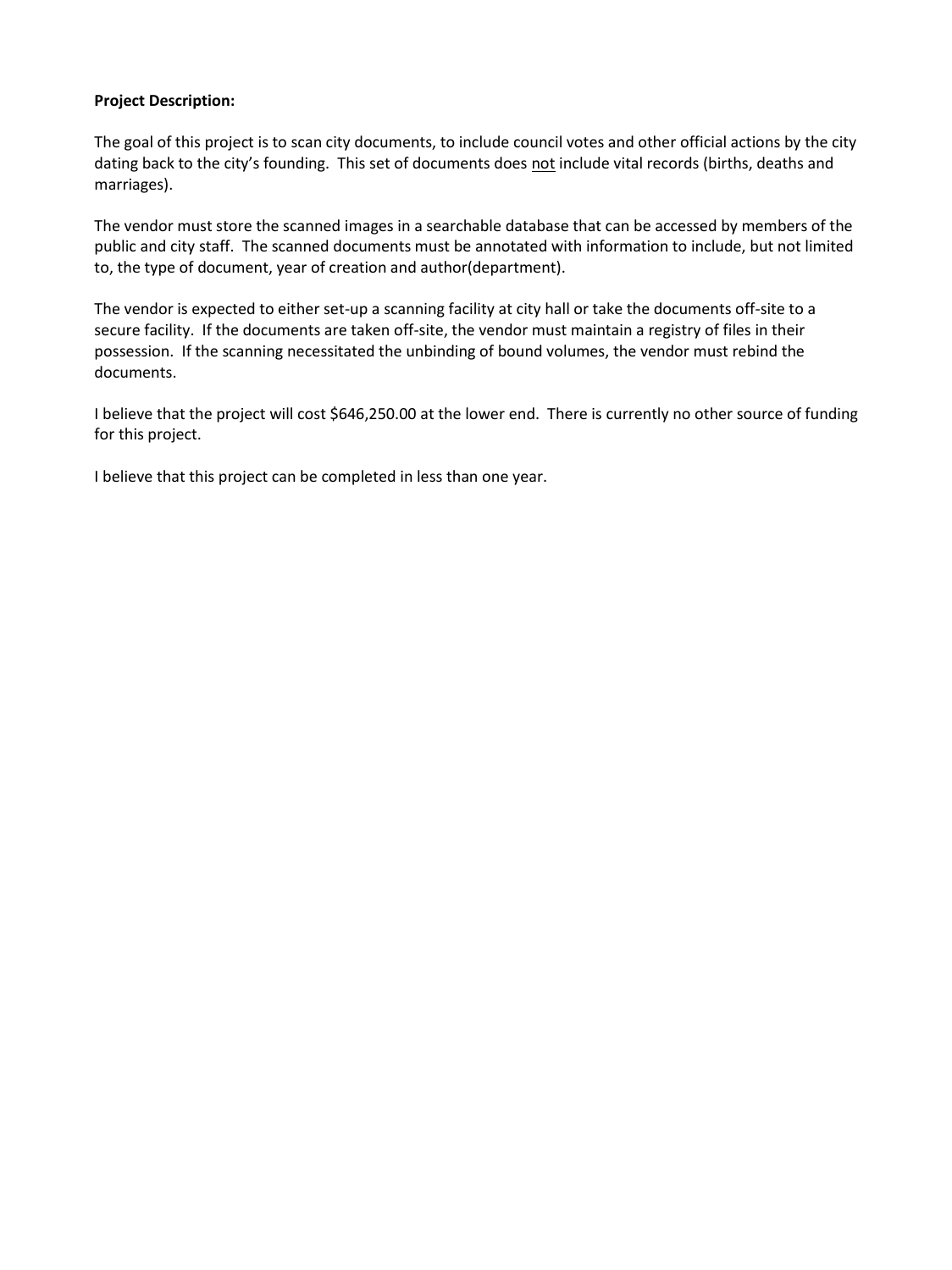**Project Description:**

The goal of this project is to scan city documents, to include council votes and other official actions by the city dating back to the city's founding. This set of documents does <u>not</u> include vital records (births, deaths and marriages).

The vendor must store the scanned images in a searchable database that can be accessed by members of the public and city staff. The scanned documents must be annotated with information to include, but not limited to, the type of document, year of creation and author(department).

The vendor is expected to either set-up a scanning facility at city hall or take the documents off-site to a secure facility. If the documents are taken off-site, the vendor must maintain a registry of files in their possession. If the scanning necessitated the unbinding of bound volumes, the vendor must rebind the documents.

I believe that the project will cost $646,250.00 at the lower end. There is currently no other source of funding for this project.

I believe that this project can be completed in less than one year.